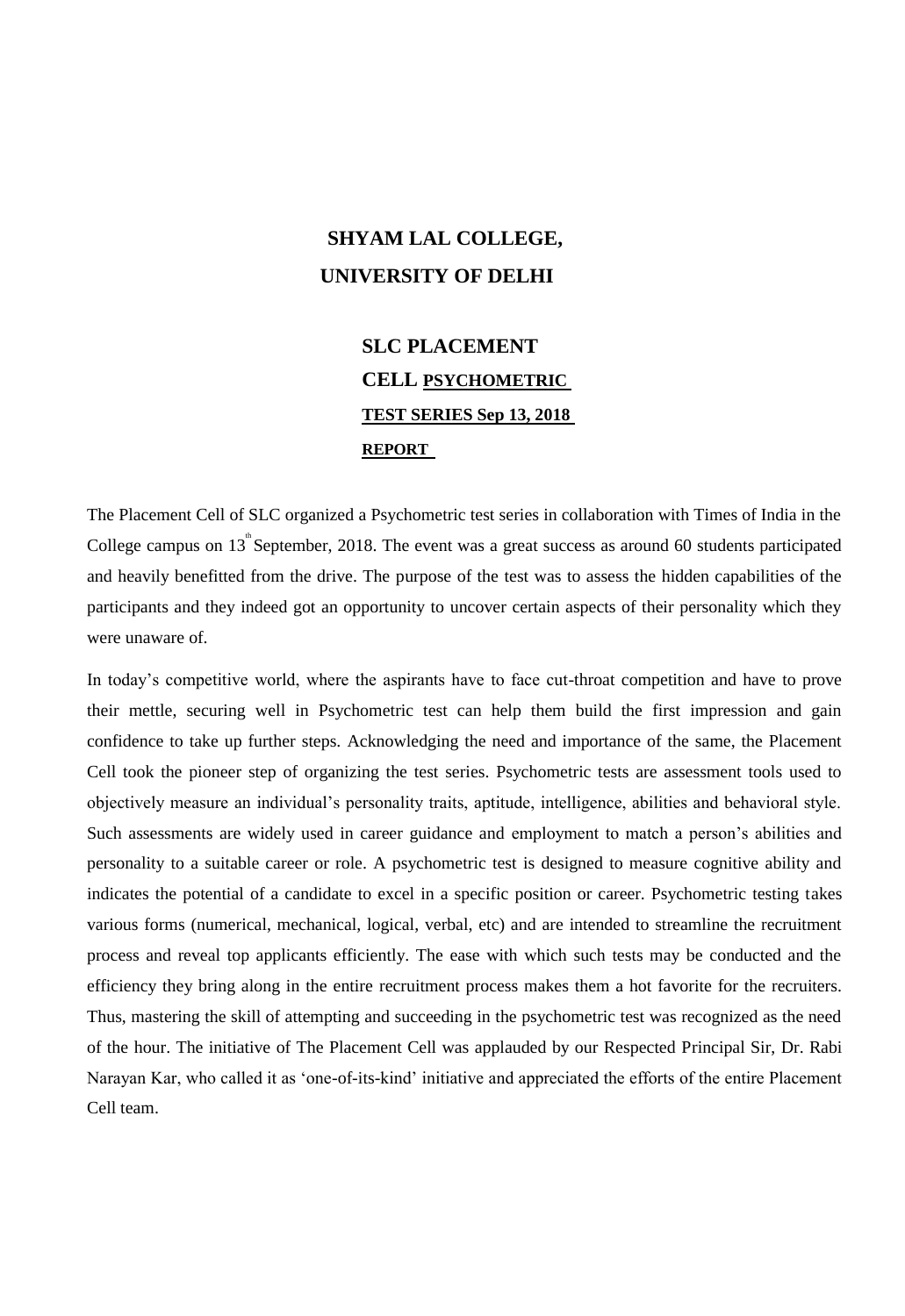# SHYAM LAL COLLEGE, UNIVERSITY OF DELHI

## SLC PLACEMENT CELL PSYCHOMETRIC TEST SERIES Sep 13, 2018 REPORT

The Placement Cell of SLC organized a Psychometric test series in collaboration with Times of India in the College campus on 13th September, 2018. The event was a great success as around 60 students participated and heavily benefitted from the drive. The purpose of the test was to assess the hidden capabilities of the participants and they indeed got an opportunity to uncover certain aspects of their personality which they were unaware of.

In today's competitive world, where the aspirants have to face cut-throat competition and have to prove their mettle, securing well in Psychometric test can help them build the first impression and gain confidence to take up further steps. Acknowledging the need and importance of the same, the Placement Cell took the pioneer step of organizing the test series. Psychometric tests are assessment tools used to objectively measure an individual's personality traits, aptitude, intelligence, abilities and behavioral style. Such assessments are widely used in career guidance and employment to match a person's abilities and personality to a suitable career or role. A psychometric test is designed to measure cognitive ability and indicates the potential of a candidate to excel in a specific position or career. Psychometric testing takes various forms (numerical, mechanical, logical, verbal, etc) and are intended to streamline the recruitment process and reveal top applicants efficiently. The ease with which such tests may be conducted and the efficiency they bring along in the entire recruitment process makes them a hot favorite for the recruiters. Thus, mastering the skill of attempting and succeeding in the psychometric test was recognized as the need of the hour. The initiative of The Placement Cell was applauded by our Respected Principal Sir, Dr. Rabi Narayan Kar, who called it as 'one-of-its-kind' initiative and appreciated the efforts of the entire Placement Cell team.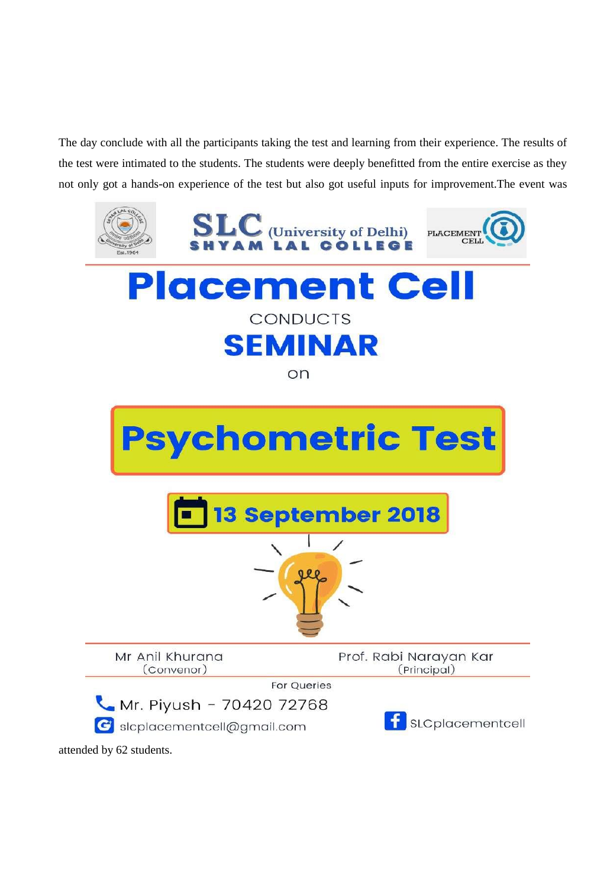The day conclude with all the participants taking the test and learning from their experience. The results of the test were intimated to the students. The students were deeply benefitted from the entire exercise as they not only got a hands-on experience of the test but also got useful inputs for improvement.The event was

SLC (University of Delhi)
SHYAM LAL COLLEGE

PLACEMENT CELL

# Placement Cell

CONDUCTS

## SEMINAR

on

# Psychometric Test

**13 September 2018**

Mr Anil Khurana (Convenor)

Prof. Rabi Narayan Kar (Principal)

For Queries

Mr. Piyush - 70420 72768

slcplacementcell@gmail.com

SLCplacementcell

attended by 62 students.